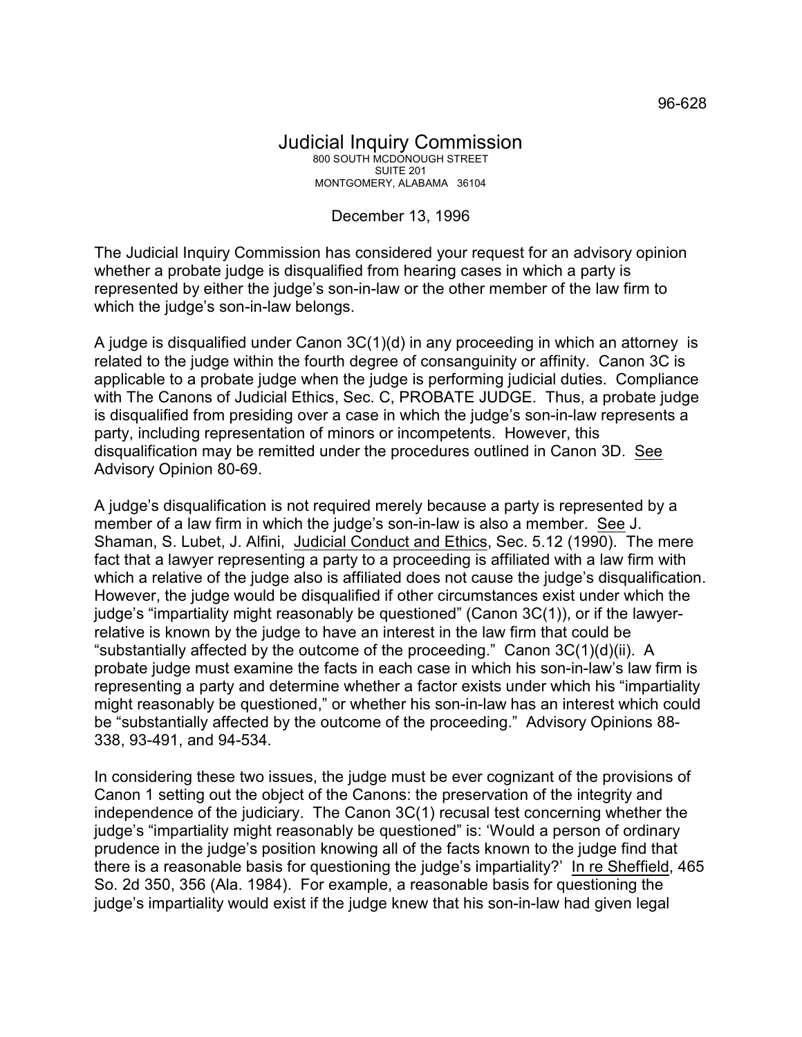96-628

# Judicial Inquiry Commission

800 SOUTH MCDONOUGH STREET
SUITE 201
MONTGOMERY, ALABAMA 36104

December 13, 1996

The Judicial Inquiry Commission has considered your request for an advisory opinion whether a probate judge is disqualified from hearing cases in which a party is represented by either the judge's son-in-law or the other member of the law firm to which the judge's son-in-law belongs.

A judge is disqualified under Canon 3C(1)(d) in any proceeding in which an attorney is related to the judge within the fourth degree of consanguinity or affinity. Canon 3C is applicable to a probate judge when the judge is performing judicial duties. Compliance with The Canons of Judicial Ethics, Sec. C, PROBATE JUDGE. Thus, a probate judge is disqualified from presiding over a case in which the judge's son-in-law represents a party, including representation of minors or incompetents. However, this disqualification may be remitted under the procedures outlined in Canon 3D. See Advisory Opinion 80-69.

A judge's disqualification is not required merely because a party is represented by a member of a law firm in which the judge's son-in-law is also a member. See J. Shaman, S. Lubet, J. Alfini, Judicial Conduct and Ethics, Sec. 5.12 (1990). The mere fact that a lawyer representing a party to a proceeding is affiliated with a law firm with which a relative of the judge also is affiliated does not cause the judge's disqualification. However, the judge would be disqualified if other circumstances exist under which the judge's "impartiality might reasonably be questioned" (Canon 3C(1)), or if the lawyer-relative is known by the judge to have an interest in the law firm that could be "substantially affected by the outcome of the proceeding." Canon 3C(1)(d)(ii). A probate judge must examine the facts in each case in which his son-in-law's law firm is representing a party and determine whether a factor exists under which his "impartiality might reasonably be questioned," or whether his son-in-law has an interest which could be "substantially affected by the outcome of the proceeding." Advisory Opinions 88-338, 93-491, and 94-534.

In considering these two issues, the judge must be ever cognizant of the provisions of Canon 1 setting out the object of the Canons: the preservation of the integrity and independence of the judiciary. The Canon 3C(1) recusal test concerning whether the judge's "impartiality might reasonably be questioned" is: 'Would a person of ordinary prudence in the judge's position knowing all of the facts known to the judge find that there is a reasonable basis for questioning the judge's impartiality?' In re Sheffield, 465 So. 2d 350, 356 (Ala. 1984). For example, a reasonable basis for questioning the judge's impartiality would exist if the judge knew that his son-in-law had given legal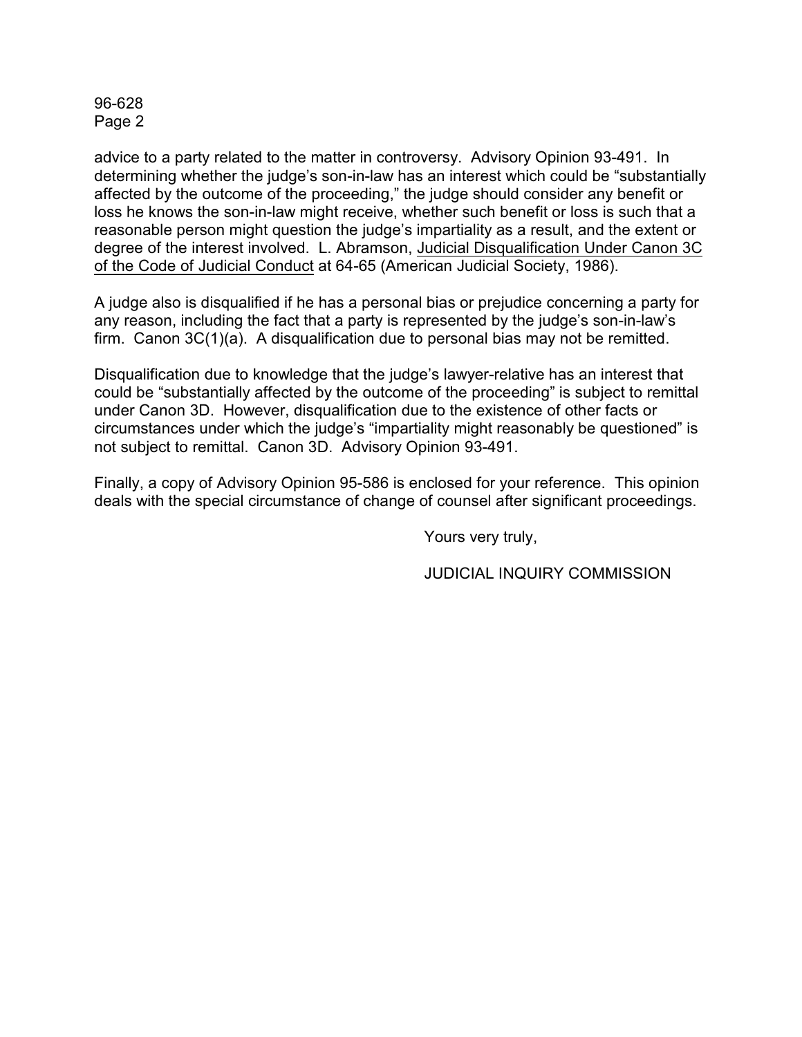advice to a party related to the matter in controversy. Advisory Opinion 93-491. In determining whether the judge's son-in-law has an interest which could be "substantially affected by the outcome of the proceeding," the judge should consider any benefit or loss he knows the son-in-law might receive, whether such benefit or loss is such that a reasonable person might question the judge's impartiality as a result, and the extent or degree of the interest involved. L. Abramson, <u>Judicial Disqualification Under Canon 3C of the Code of Judicial Conduct</u> at 64-65 (American Judicial Society, 1986).

A judge also is disqualified if he has a personal bias or prejudice concerning a party for any reason, including the fact that a party is represented by the judge's son-in-law's firm. Canon 3C(1)(a). A disqualification due to personal bias may not be remitted.

Disqualification due to knowledge that the judge's lawyer-relative has an interest that could be "substantially affected by the outcome of the proceeding" is subject to remittal under Canon 3D. However, disqualification due to the existence of other facts or circumstances under which the judge's "impartiality might reasonably be questioned" is not subject to remittal. Canon 3D. Advisory Opinion 93-491.

Finally, a copy of Advisory Opinion 95-586 is enclosed for your reference. This opinion deals with the special circumstance of change of counsel after significant proceedings.

Yours very truly,

JUDICIAL INQUIRY COMMISSION